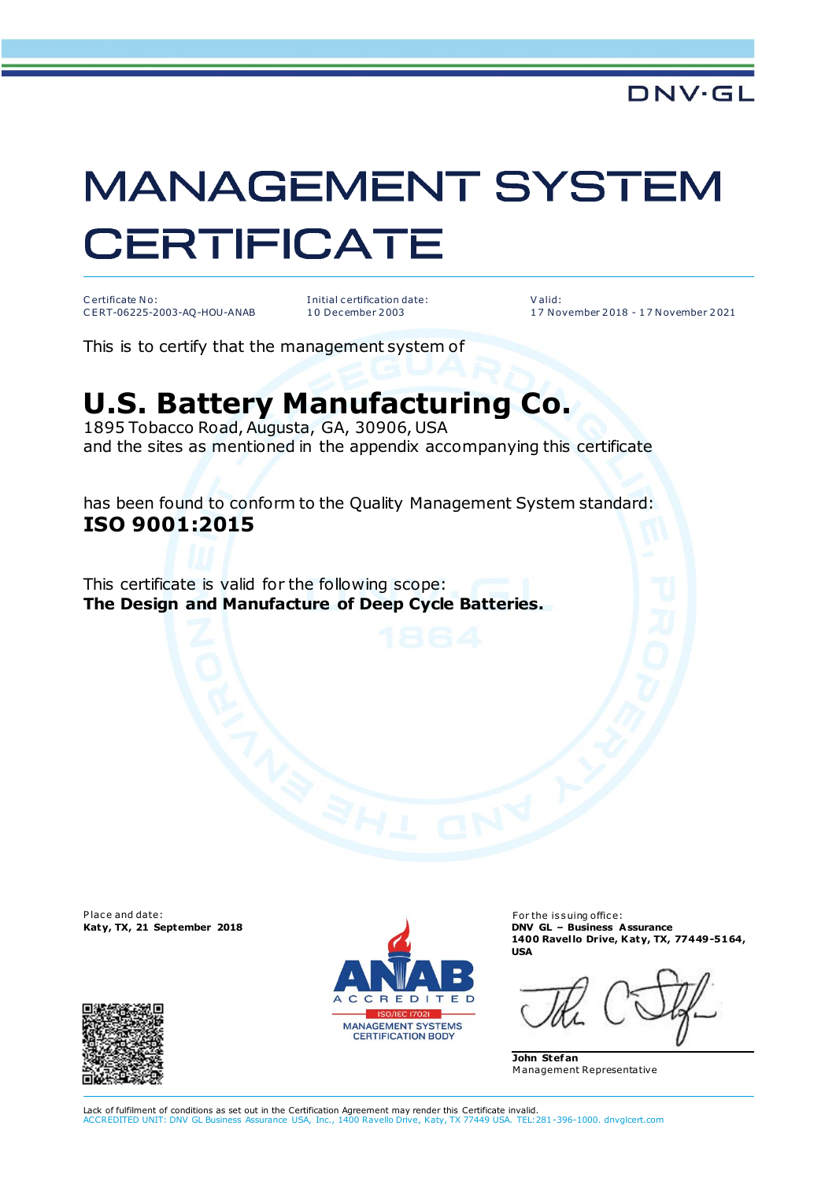DNV·GL

# MANAGEMENT SYSTEM CERTIFICATE

| Certificate No: | Initial certification date: | Valid: |
|---|---|---|
| CERT-06225-2003-AQ-HOU-ANAB | 10 December 2003 | 17 November 2018 - 17 November 2021 |

This is to certify that the management system of

## U.S. Battery Manufacturing Co.

1895 Tobacco Road, Augusta, GA, 30906, USA
and the sites as mentioned in the appendix accompanying this certificate

has been found to conform to the Quality Management System standard:
**ISO 9001:2015**

This certificate is valid for the following scope:
**The Design and Manufacture of Deep Cycle Batteries.**

Place and date:
**Katy, TX, 21 September 2018**

ANAB ACCREDITED
ISO/IEC 17021
MANAGEMENT SYSTEMS CERTIFICATION BODY

For the issuing office:
**DNV GL – Business Assurance**
**1400 Ravello Drive, Katy, TX, 77449-5164, USA**

**John Stefan**
Management Representative

Lack of fulfilment of conditions as set out in the Certification Agreement may render this Certificate invalid.
ACCREDITED UNIT: DNV GL Business Assurance USA, Inc., 1400 Ravello Drive, Katy, TX 77449 USA. TEL: 281-396-1000. dnvglcert.com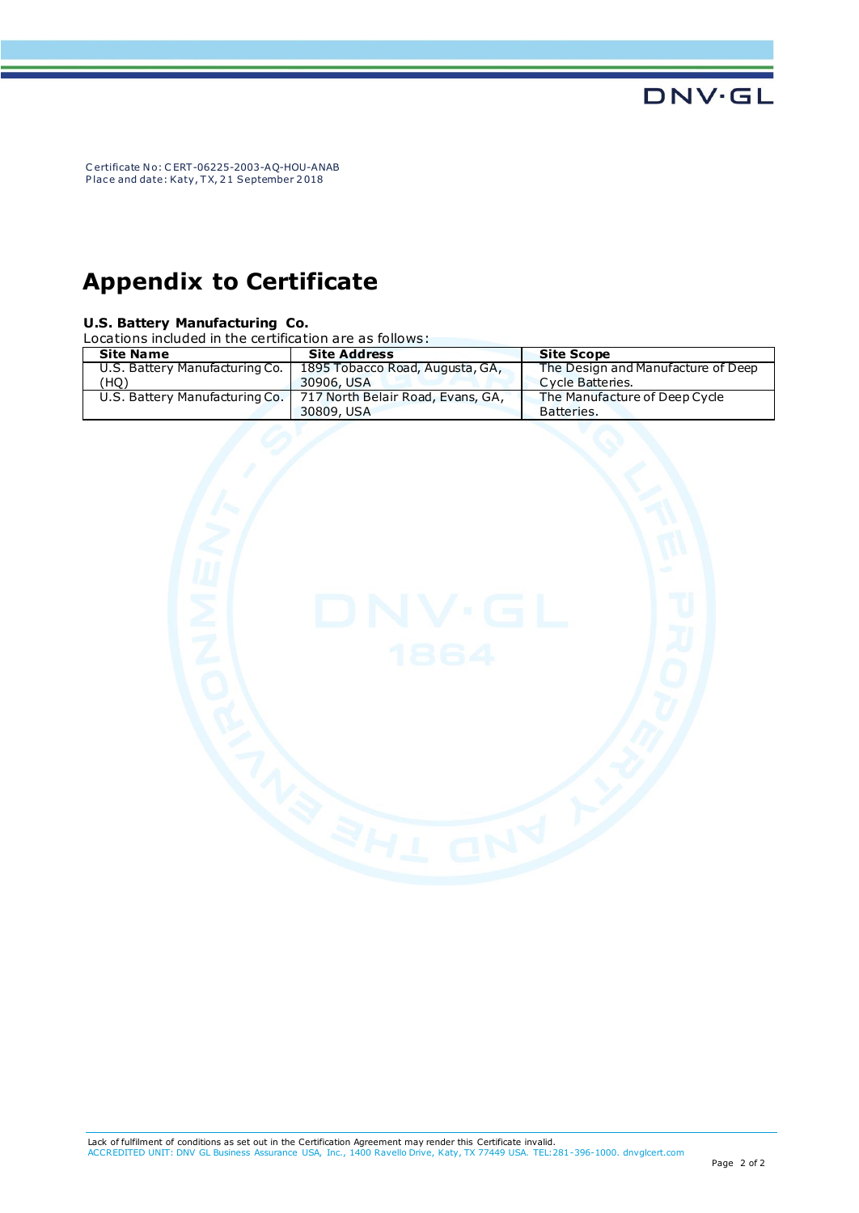Certificate No: CERT-06225-2003-AQ-HOU-ANAB
Place and date: Katy, TX, 21 September 2018

# Appendix to Certificate

**U.S. Battery Manufacturing Co.**

Locations included in the certification are as follows:

| Site Name | Site Address | Site Scope |
|---|---|---|
| U.S. Battery Manufacturing Co. (HQ) | 1895 Tobacco Road, Augusta, GA, 30906, USA | The Design and Manufacture of Deep Cycle Batteries. |
| U.S. Battery Manufacturing Co. | 717 North Belair Road, Evans, GA, 30809, USA | The Manufacture of Deep Cycle Batteries. |

Lack of fulfilment of conditions as set out in the Certification Agreement may render this Certificate invalid.
ACCREDITED UNIT: DNV GL Business Assurance USA, Inc., 1400 Ravello Drive, Katy, TX 77449 USA. TEL:281-396-1000. dnvglcert.com